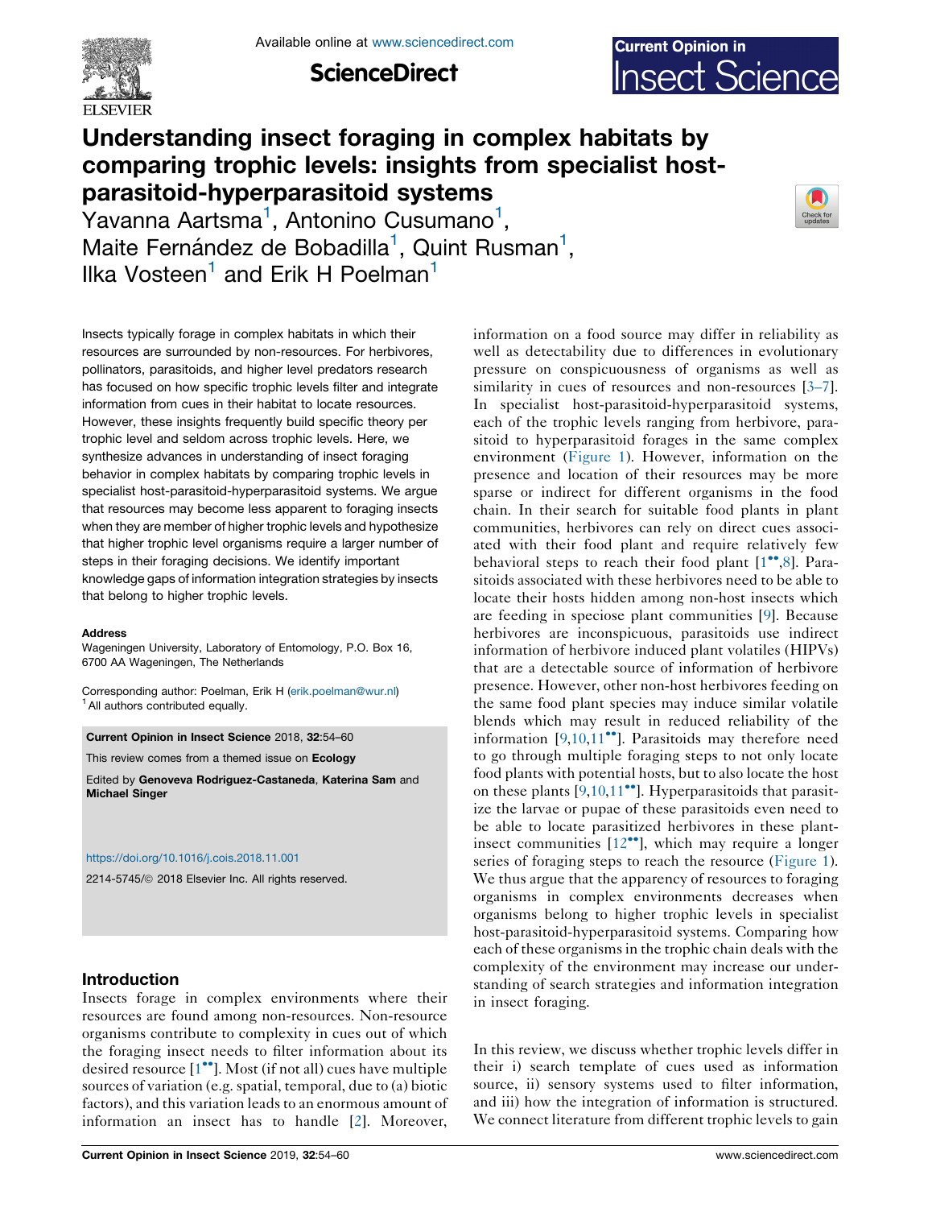# Understanding insect foraging in complex habitats by comparing trophic levels: insights from specialist host-parasitoid-hyperparasitoid systems

Yavanna Aartsma[1], Antonino Cusumano[1], Maite Fernández de Bobadilla[1], Quint Rusman[1], Ilka Vosteen[1] and Erik H Poelman[1]

Insects typically forage in complex habitats in which their resources are surrounded by non-resources. For herbivores, pollinators, parasitoids, and higher level predators research has focused on how specific trophic levels filter and integrate information from cues in their habitat to locate resources. However, these insights frequently build specific theory per trophic level and seldom across trophic levels. Here, we synthesize advances in understanding of insect foraging behavior in complex habitats by comparing trophic levels in specialist host-parasitoid-hyperparasitoid systems. We argue that resources may become less apparent to foraging insects when they are member of higher trophic levels and hypothesize that higher trophic level organisms require a larger number of steps in their foraging decisions. We identify important knowledge gaps of information integration strategies by insects that belong to higher trophic levels.

**Address**
Wageningen University, Laboratory of Entomology, P.O. Box 16, 6700 AA Wageningen, The Netherlands

Corresponding author: Poelman, Erik H (erik.poelman@wur.nl)
[1] All authors contributed equally.

**Current Opinion in Insect Science** 2018, **32**:54–60

This review comes from a themed issue on **Ecology**

Edited by **Genoveva Rodriguez-Castaneda**, **Katerina Sam** and **Michael Singer**

https://doi.org/10.1016/j.cois.2018.11.001

2214-5745/© 2018 Elsevier Inc. All rights reserved.

## Introduction

Insects forage in complex environments where their resources are found among non-resources. Non-resource organisms contribute to complexity in cues out of which the foraging insect needs to filter information about its desired resource [1••]. Most (if not all) cues have multiple sources of variation (e.g. spatial, temporal, due to (a) biotic factors), and this variation leads to an enormous amount of information an insect has to handle [2]. Moreover, information on a food source may differ in reliability as well as detectability due to differences in evolutionary pressure on conspicuousness of organisms as well as similarity in cues of resources and non-resources [3–7]. In specialist host-parasitoid-hyperparasitoid systems, each of the trophic levels ranging from herbivore, parasitoid to hyperparasitoid forages in the same complex environment (Figure 1). However, information on the presence and location of their resources may be more sparse or indirect for different organisms in the food chain. In their search for suitable food plants in plant communities, herbivores can rely on direct cues associated with their food plant and require relatively few behavioral steps to reach their food plant [1••,8]. Parasitoids associated with these herbivores need to be able to locate their hosts hidden among non-host insects which are feeding in speciose plant communities [9]. Because herbivores are inconspicuous, parasitoids use indirect information of herbivore induced plant volatiles (HIPVs) that are a detectable source of information of herbivore presence. However, other non-host herbivores feeding on the same food plant species may induce similar volatile blends which may result in reduced reliability of the information [9,10,11••]. Parasitoids may therefore need to go through multiple foraging steps to not only locate food plants with potential hosts, but to also locate the host on these plants [9,10,11••]. Hyperparasitoids that parasitize the larvae or pupae of these parasitoids even need to be able to locate parasitized herbivores in these plant-insect communities [12••], which may require a longer series of foraging steps to reach the resource (Figure 1). We thus argue that the apparency of resources to foraging organisms in complex environments decreases when organisms belong to higher trophic levels in specialist host-parasitoid-hyperparasitoid systems. Comparing how each of these organisms in the trophic chain deals with the complexity of the environment may increase our understanding of search strategies and information integration in insect foraging.

In this review, we discuss whether trophic levels differ in their i) search template of cues used as information source, ii) sensory systems used to filter information, and iii) how the integration of information is structured. We connect literature from different trophic levels to gain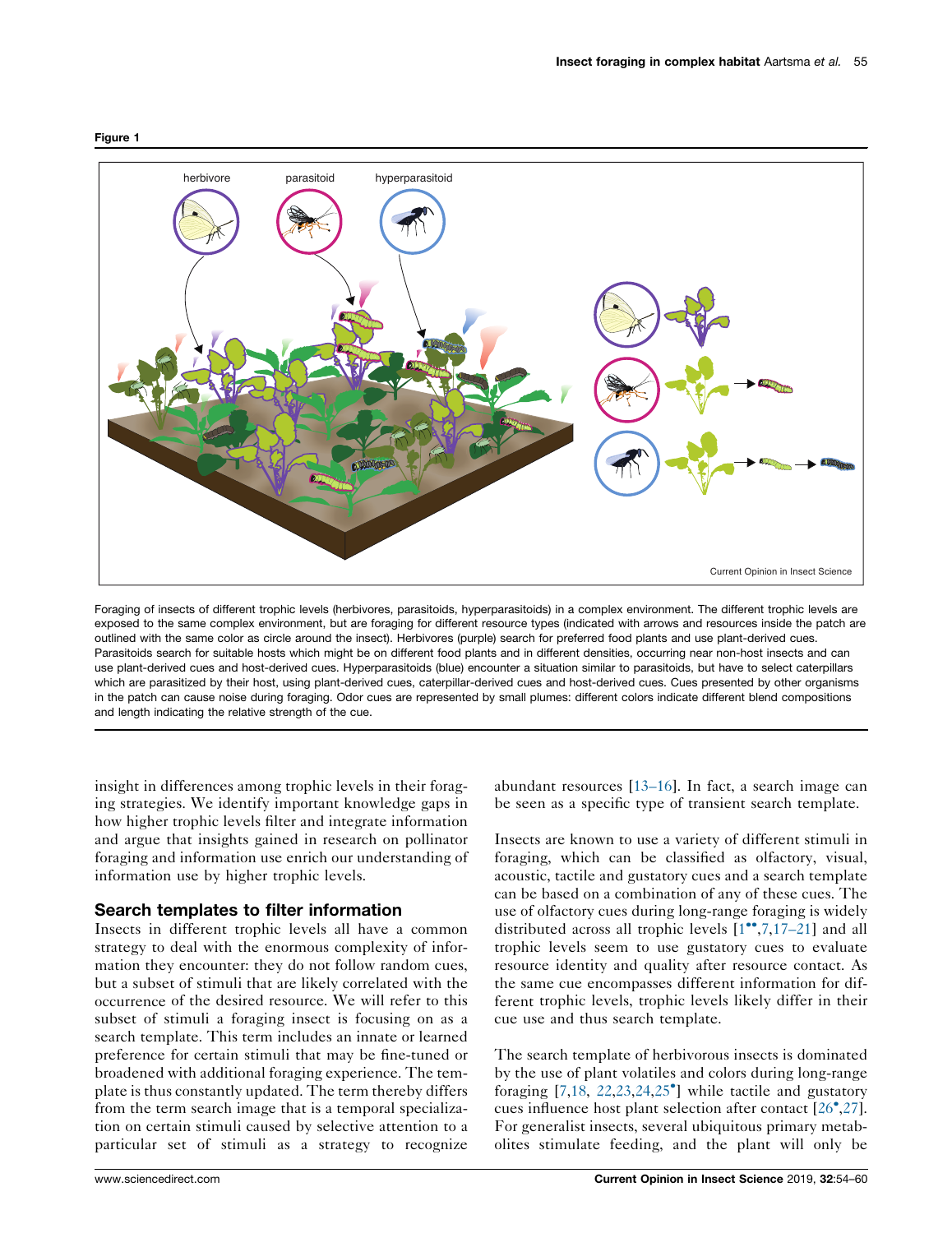**Figure 1**

Foraging of insects of different trophic levels (herbivores, parasitoids, hyperparasitoids) in a complex environment. The different trophic levels are exposed to the same complex environment, but are foraging for different resource types (indicated with arrows and resources inside the patch are outlined with the same color as circle around the insect). Herbivores (purple) search for preferred food plants and use plant-derived cues. Parasitoids search for suitable hosts which might be on different food plants and in different densities, occurring near non-host insects and can use plant-derived cues and host-derived cues. Hyperparasitoids (blue) encounter a situation similar to parasitoids, but have to select caterpillars which are parasitized by their host, using plant-derived cues, caterpillar-derived cues and host-derived cues. Cues presented by other organisms in the patch can cause noise during foraging. Odor cues are represented by small plumes: different colors indicate different blend compositions and length indicating the relative strength of the cue.

insight in differences among trophic levels in their foraging strategies. We identify important knowledge gaps in how higher trophic levels filter and integrate information and argue that insights gained in research on pollinator foraging and information use enrich our understanding of information use by higher trophic levels.

## Search templates to filter information

Insects in different trophic levels all have a common strategy to deal with the enormous complexity of information they encounter: they do not follow random cues, but a subset of stimuli that are likely correlated with the occurrence of the desired resource. We will refer to this subset of stimuli a foraging insect is focusing on as a search template. This term includes an innate or learned preference for certain stimuli that may be fine-tuned or broadened with additional foraging experience. The template is thus constantly updated. The term thereby differs from the term search image that is a temporal specialization on certain stimuli caused by selective attention to a particular set of stimuli as a strategy to recognize abundant resources [13–16]. In fact, a search image can be seen as a specific type of transient search template.

Insects are known to use a variety of different stimuli in foraging, which can be classified as olfactory, visual, acoustic, tactile and gustatory cues and a search template can be based on a combination of any of these cues. The use of olfactory cues during long-range foraging is widely distributed across all trophic levels [1••,7,17–21] and all trophic levels seem to use gustatory cues to evaluate resource identity and quality after resource contact. As the same cue encompasses different information for different trophic levels, trophic levels likely differ in their cue use and thus search template.

The search template of herbivorous insects is dominated by the use of plant volatiles and colors during long-range foraging [7,18, 22,23,24,25•] while tactile and gustatory cues influence host plant selection after contact [26•,27]. For generalist insects, several ubiquitous primary metabolites stimulate feeding, and the plant will only be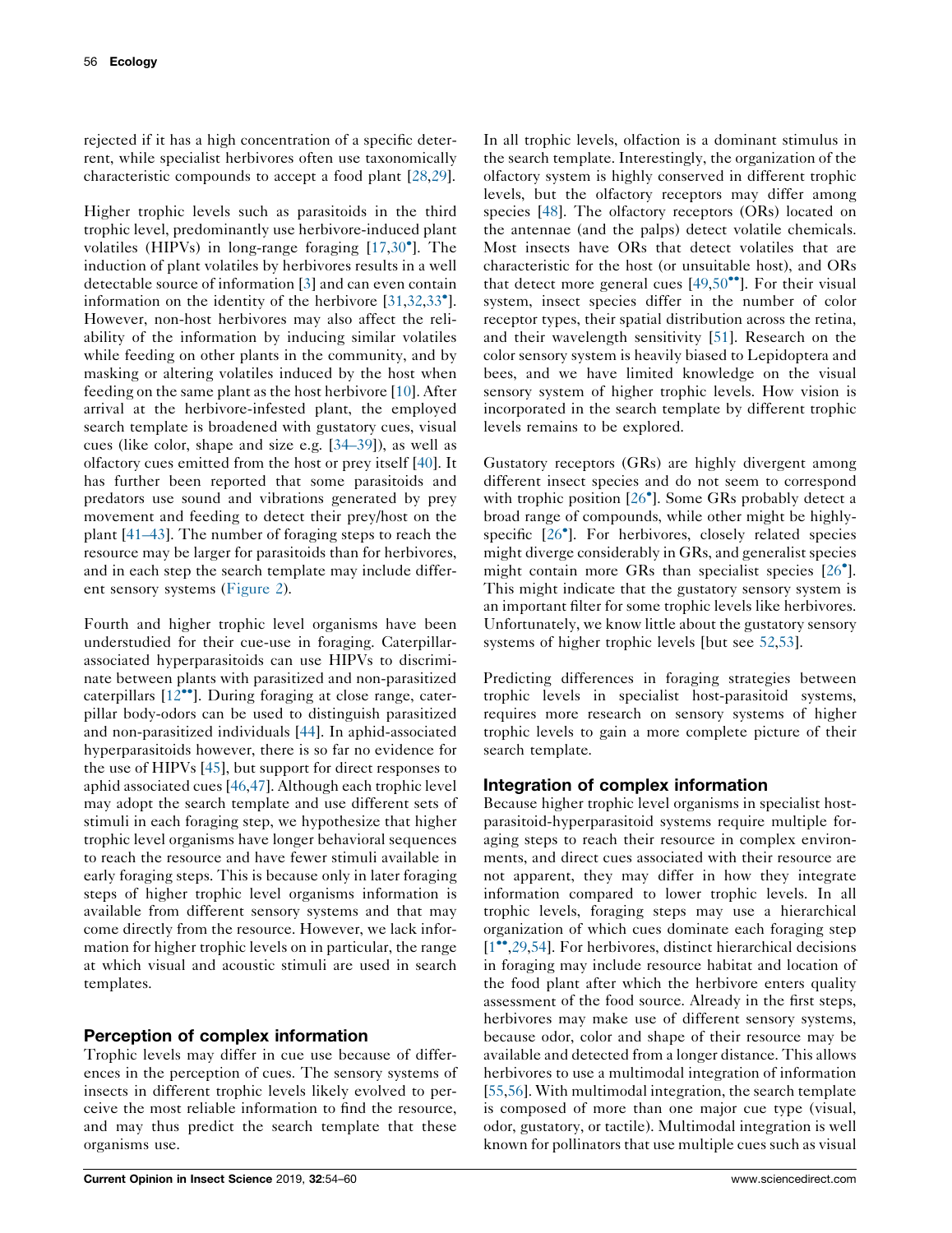rejected if it has a high concentration of a specific deterrent, while specialist herbivores often use taxonomically characteristic compounds to accept a food plant [28,29].

Higher trophic levels such as parasitoids in the third trophic level, predominantly use herbivore-induced plant volatiles (HIPVs) in long-range foraging [17,30•]. The induction of plant volatiles by herbivores results in a well detectable source of information [3] and can even contain information on the identity of the herbivore [31,32,33•]. However, non-host herbivores may also affect the reliability of the information by inducing similar volatiles while feeding on other plants in the community, and by masking or altering volatiles induced by the host when feeding on the same plant as the host herbivore [10]. After arrival at the herbivore-infested plant, the employed search template is broadened with gustatory cues, visual cues (like color, shape and size e.g. [34–39]), as well as olfactory cues emitted from the host or prey itself [40]. It has further been reported that some parasitoids and predators use sound and vibrations generated by prey movement and feeding to detect their prey/host on the plant [41–43]. The number of foraging steps to reach the resource may be larger for parasitoids than for herbivores, and in each step the search template may include different sensory systems (Figure 2).

Fourth and higher trophic level organisms have been understudied for their cue-use in foraging. Caterpillar-associated hyperparasitoids can use HIPVs to discriminate between plants with parasitized and non-parasitized caterpillars [12••]. During foraging at close range, caterpillar body-odors can be used to distinguish parasitized and non-parasitized individuals [44]. In aphid-associated hyperparasitoids however, there is so far no evidence for the use of HIPVs [45], but support for direct responses to aphid associated cues [46,47]. Although each trophic level may adopt the search template and use different sets of stimuli in each foraging step, we hypothesize that higher trophic level organisms have longer behavioral sequences to reach the resource and have fewer stimuli available in early foraging steps. This is because only in later foraging steps of higher trophic level organisms information is available from different sensory systems and that may come directly from the resource. However, we lack information for higher trophic levels on in particular, the range at which visual and acoustic stimuli are used in search templates.

## Perception of complex information

Trophic levels may differ in cue use because of differences in the perception of cues. The sensory systems of insects in different trophic levels likely evolved to perceive the most reliable information to find the resource, and may thus predict the search template that these organisms use.

In all trophic levels, olfaction is a dominant stimulus in the search template. Interestingly, the organization of the olfactory system is highly conserved in different trophic levels, but the olfactory receptors may differ among species [48]. The olfactory receptors (ORs) located on the antennae (and the palps) detect volatile chemicals. Most insects have ORs that detect volatiles that are characteristic for the host (or unsuitable host), and ORs that detect more general cues [49,50••]. For their visual system, insect species differ in the number of color receptor types, their spatial distribution across the retina, and their wavelength sensitivity [51]. Research on the color sensory system is heavily biased to Lepidoptera and bees, and we have limited knowledge on the visual sensory system of higher trophic levels. How vision is incorporated in the search template by different trophic levels remains to be explored.

Gustatory receptors (GRs) are highly divergent among different insect species and do not seem to correspond with trophic position [26•]. Some GRs probably detect a broad range of compounds, while other might be highly-specific [26•]. For herbivores, closely related species might diverge considerably in GRs, and generalist species might contain more GRs than specialist species [26•]. This might indicate that the gustatory sensory system is an important filter for some trophic levels like herbivores. Unfortunately, we know little about the gustatory sensory systems of higher trophic levels [but see 52,53].

Predicting differences in foraging strategies between trophic levels in specialist host-parasitoid systems, requires more research on sensory systems of higher trophic levels to gain a more complete picture of their search template.

## Integration of complex information

Because higher trophic level organisms in specialist host-parasitoid-hyperparasitoid systems require multiple foraging steps to reach their resource in complex environments, and direct cues associated with their resource are not apparent, they may differ in how they integrate information compared to lower trophic levels. In all trophic levels, foraging steps may use a hierarchical organization of which cues dominate each foraging step [1••,29,54]. For herbivores, distinct hierarchical decisions in foraging may include resource habitat and location of the food plant after which the herbivore enters quality assessment of the food source. Already in the first steps, herbivores may make use of different sensory systems, because odor, color and shape of their resource may be available and detected from a longer distance. This allows herbivores to use a multimodal integration of information [55,56]. With multimodal integration, the search template is composed of more than one major cue type (visual, odor, gustatory, or tactile). Multimodal integration is well known for pollinators that use multiple cues such as visual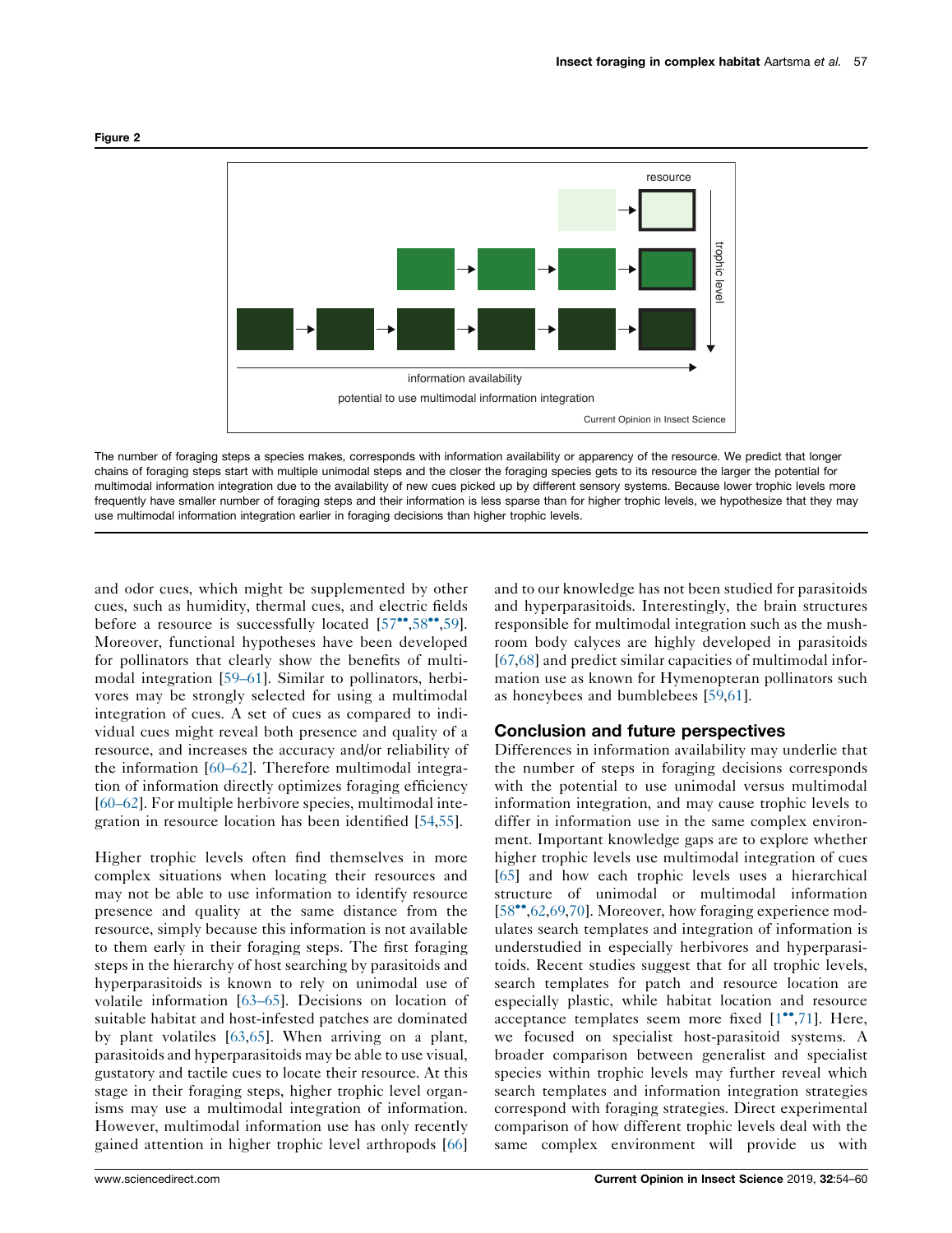**Figure 2**

The number of foraging steps a species makes, corresponds with information availability or apparency of the resource. We predict that longer chains of foraging steps start with multiple unimodal steps and the closer the foraging species gets to its resource the larger the potential for multimodal information integration due to the availability of new cues picked up by different sensory systems. Because lower trophic levels more frequently have smaller number of foraging steps and their information is less sparse than for higher trophic levels, we hypothesize that they may use multimodal information integration earlier in foraging decisions than higher trophic levels.

and odor cues, which might be supplemented by other cues, such as humidity, thermal cues, and electric fields before a resource is successfully located [57••,58••,59]. Moreover, functional hypotheses have been developed for pollinators that clearly show the benefits of multimodal integration [59–61]. Similar to pollinators, herbivores may be strongly selected for using a multimodal integration of cues. A set of cues as compared to individual cues might reveal both presence and quality of a resource, and increases the accuracy and/or reliability of the information [60–62]. Therefore multimodal integration of information directly optimizes foraging efficiency [60–62]. For multiple herbivore species, multimodal integration in resource location has been identified [54,55].

Higher trophic levels often find themselves in more complex situations when locating their resources and may not be able to use information to identify resource presence and quality at the same distance from the resource, simply because this information is not available to them early in their foraging steps. The first foraging steps in the hierarchy of host searching by parasitoids and hyperparasitoids is known to rely on unimodal use of volatile information [63–65]. Decisions on location of suitable habitat and host-infested patches are dominated by plant volatiles [63,65]. When arriving on a plant, parasitoids and hyperparasitoids may be able to use visual, gustatory and tactile cues to locate their resource. At this stage in their foraging steps, higher trophic level organisms may use a multimodal integration of information. However, multimodal information use has only recently gained attention in higher trophic level arthropods [66] and to our knowledge has not been studied for parasitoids and hyperparasitoids. Interestingly, the brain structures responsible for multimodal integration such as the mushroom body calyces are highly developed in parasitoids [67,68] and predict similar capacities of multimodal information use as known for Hymenopteran pollinators such as honeybees and bumblebees [59,61].

## Conclusion and future perspectives

Differences in information availability may underlie that the number of steps in foraging decisions corresponds with the potential to use unimodal versus multimodal information integration, and may cause trophic levels to differ in information use in the same complex environment. Important knowledge gaps are to explore whether higher trophic levels use multimodal integration of cues [65] and how each trophic levels uses a hierarchical structure of unimodal or multimodal information [58••,62,69,70]. Moreover, how foraging experience modulates search templates and integration of information is understudied in especially herbivores and hyperparasitoids. Recent studies suggest that for all trophic levels, search templates for patch and resource location are especially plastic, while habitat location and resource acceptance templates seem more fixed [1••,71]. Here, we focused on specialist host-parasitoid systems. A broader comparison between generalist and specialist species within trophic levels may further reveal which search templates and information integration strategies correspond with foraging strategies. Direct experimental comparison of how different trophic levels deal with the same complex environment will provide us with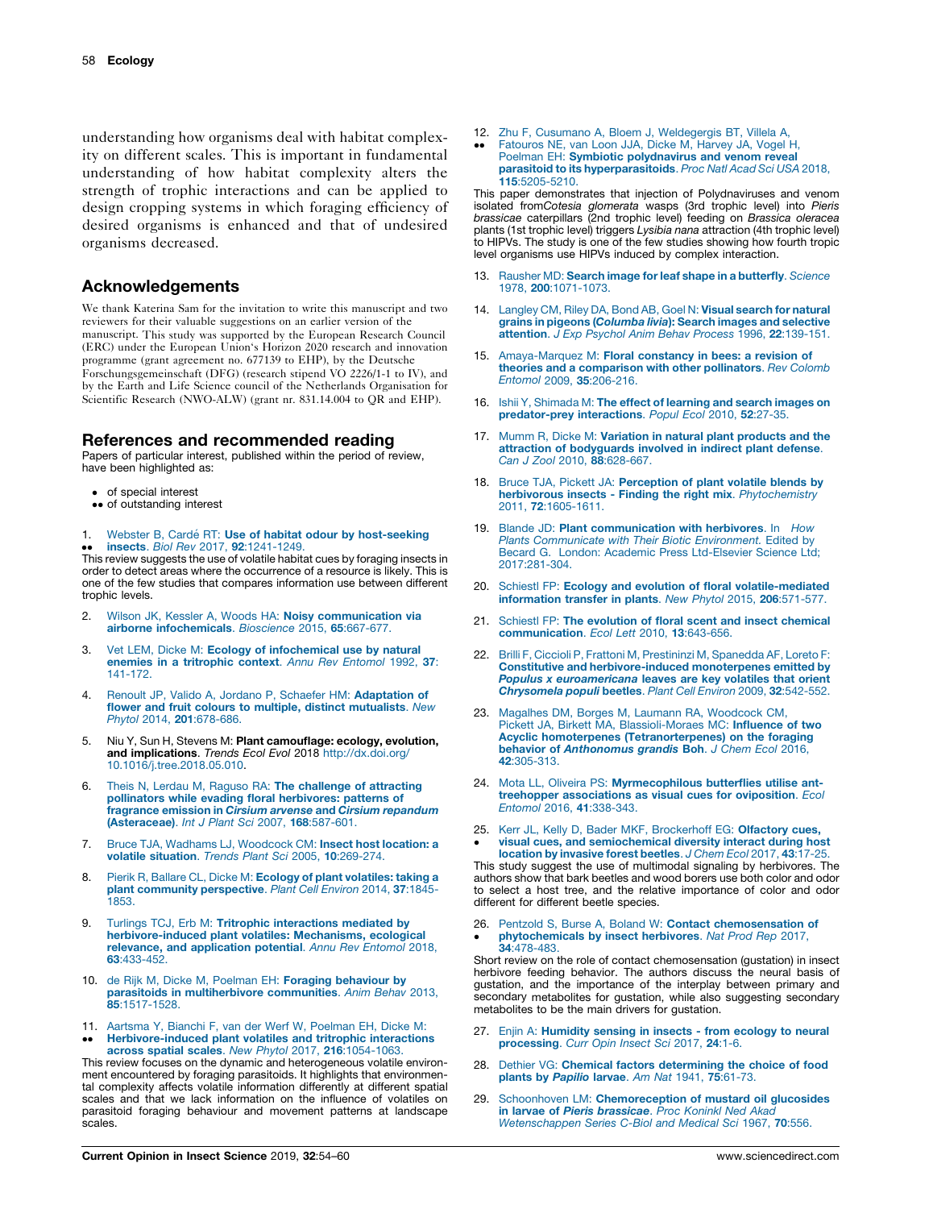understanding how organisms deal with habitat complexity on different scales. This is important in fundamental understanding of how habitat complexity alters the strength of trophic interactions and can be applied to design cropping systems in which foraging efficiency of desired organisms is enhanced and that of undesired organisms decreased.

## Acknowledgements

We thank Katerina Sam for the invitation to write this manuscript and two reviewers for their valuable suggestions on an earlier version of the manuscript. This study was supported by the European Research Council (ERC) under the European Union's Horizon 2020 research and innovation programme (grant agreement no. 677139 to EHP), by the Deutsche Forschungsgemeinschaft (DFG) (research stipend VO 2226/1-1 to IV), and by the Earth and Life Science council of the Netherlands Organisation for Scientific Research (NWO-ALW) (grant nr. 831.14.004 to QR and EHP).

## References and recommended reading

Papers of particular interest, published within the period of review, have been highlighted as:

- • of special interest
- •• of outstanding interest

1. •• Webster B, Cardé RT: **Use of habitat odour by host-seeking insects**. *Biol Rev* 2017, **92**:1241-1249.
This review suggests the use of volatile habitat cues by foraging insects in order to detect areas where the occurrence of a resource is likely. This is one of the few studies that compares information use between different trophic levels.

2. Wilson JK, Kessler A, Woods HA: **Noisy communication via airborne infochemicals**. *Bioscience* 2015, **65**:667-677.

3. Vet LEM, Dicke M: **Ecology of infochemical use by natural enemies in a tritrophic context**. *Annu Rev Entomol* 1992, **37**:141-172.

4. Renoult JP, Valido A, Jordano P, Schaefer HM: **Adaptation of flower and fruit colours to multiple, distinct mutualists**. *New Phytol* 2014, **201**:678-686.

5. Niu Y, Sun H, Stevens M: **Plant camouflage: ecology, evolution, and implications**. *Trends Ecol Evol* 2018 http://dx.doi.org/10.1016/j.tree.2018.05.010.

6. Theis N, Lerdau M, Raguso RA: **The challenge of attracting pollinators while evading floral herbivores: patterns of fragrance emission in *Cirsium arvense* and *Cirsium repandum* (Asteraceae)**. *Int J Plant Sci* 2007, **168**:587-601.

7. Bruce TJA, Wadhams LJ, Woodcock CM: **Insect host location: a volatile situation**. *Trends Plant Sci* 2005, **10**:269-274.

8. Pierik R, Ballare CL, Dicke M: **Ecology of plant volatiles: taking a plant community perspective**. *Plant Cell Environ* 2014, **37**:1845-1853.

9. Turlings TCJ, Erb M: **Tritrophic interactions mediated by herbivore-induced plant volatiles: Mechanisms, ecological relevance, and application potential**. *Annu Rev Entomol* 2018, **63**:433-452.

10. de Rijk M, Dicke M, Poelman EH: **Foraging behaviour by parasitoids in multiherbivore communities**. *Anim Behav* 2013, **85**:1517-1528.

11. •• Aartsma Y, Bianchi F, van der Werf W, Poelman EH, Dicke M: **Herbivore-induced plant volatiles and tritrophic interactions across spatial scales**. *New Phytol* 2017, **216**:1054-1063.
This review focuses on the dynamic and heterogeneous volatile environment encountered by foraging parasitoids. It highlights that environmental complexity affects volatile information differently at different spatial scales and that we lack information on the influence of volatiles on parasitoid foraging behaviour and movement patterns at landscape scales.

12. •• Zhu F, Cusumano A, Bloem J, Weldegergis BT, Villela A, Fatouros NE, van Loon JJA, Dicke M, Harvey JA, Vogel H, Poelman EH: **Symbiotic polydnavirus and venom reveal parasitoid to its hyperparasitoids**. *Proc Natl Acad Sci USA* 2018, **115**:5205-5210.
This paper demonstrates that injection of Polydnaviruses and venom isolated from*Cotesia glomerata* wasps (3rd trophic level) into *Pieris brassicae* caterpillars (2nd trophic level) feeding on *Brassica oleracea* plants (1st trophic level) triggers *Lysibia nana* attraction (4th trophic level) to HIPVs. The study is one of the few studies showing how fourth tropic level organisms use HIPVs induced by complex interaction.

13. Rausher MD: **Search image for leaf shape in a butterfly**. *Science* 1978, **200**:1071-1073.

14. Langley CM, Riley DA, Bond AB, Goel N: **Visual search for natural grains in pigeons (*Columba livia*): Search images and selective attention**. *J Exp Psychol Anim Behav Process* 1996, **22**:139-151.

15. Amaya-Marquez M: **Floral constancy in bees: a revision of theories and a comparison with other pollinators**. *Rev Colomb Entomol* 2009, **35**:206-216.

16. Ishii Y, Shimada M: **The effect of learning and search images on predator-prey interactions**. *Popul Ecol* 2010, **52**:27-35.

17. Mumm R, Dicke M: **Variation in natural plant products and the attraction of bodyguards involved in indirect plant defense**. *Can J Zool* 2010, **88**:628-667.

18. Bruce TJA, Pickett JA: **Perception of plant volatile blends by herbivorous insects - Finding the right mix**. *Phytochemistry* 2011, **72**:1605-1611.

19. Blande JD: **Plant communication with herbivores**. In *How Plants Communicate with Their Biotic Environment*. Edited by Becard G. London: Academic Press Ltd-Elsevier Science Ltd; 2017:281-304.

20. Schiestl FP: **Ecology and evolution of floral volatile-mediated information transfer in plants**. *New Phytol* 2015, **206**:571-577.

21. Schiestl FP: **The evolution of floral scent and insect chemical communication**. *Ecol Lett* 2010, **13**:643-656.

22. Brilli F, Ciccioli P, Frattoni M, Prestininzi M, Spanedda AF, Loreto F: **Constitutive and herbivore-induced monoterpenes emitted by *Populus x euroamericana* leaves are key volatiles that orient *Chrysomela populi* beetles**. *Plant Cell Environ* 2009, **32**:542-552.

23. Magalhes DM, Borges M, Laumann RA, Woodcock CM, Pickett JA, Birkett MA, Blassioli-Moraes MC: **Influence of two Acyclic homoterpenes (Tetranorterpenes) on the foraging behavior of *Anthonomus grandis* Boh**. *J Chem Ecol* 2016, **42**:305-313.

24. Mota LL, Oliveira PS: **Myrmecophilous butterflies utilise ant-treehopper associations as visual cues for oviposition**. *Ecol Entomol* 2016, **41**:338-343.

25. • Kerr JL, Kelly D, Bader MKF, Brockerhoff EG: **Olfactory cues, visual cues, and semiochemical diversity interact during host location by invasive forest beetles**. *J Chem Ecol* 2017, **43**:17-25.
This study suggest the use of multimodal signaling by herbivores. The authors show that bark beetles and wood borers use both color and odor to select a host tree, and the relative importance of color and odor different for different beetle species.

26. • Pentzold S, Burse A, Boland W: **Contact chemosensation of phytochemicals by insect herbivores**. *Nat Prod Rep* 2017, **34**:478-483.
Short review on the role of contact chemosensation (gustation) in insect herbivore feeding behavior. The authors discuss the neural basis of gustation, and the importance of the interplay between primary and secondary metabolites for gustation, while also suggesting secondary metabolites to be the main drivers for gustation.

27. Enjin A: **Humidity sensing in insects - from ecology to neural processing**. *Curr Opin Insect Sci* 2017, **24**:1-6.

28. Dethier VG: **Chemical factors determining the choice of food plants by *Papilio* larvae**. *Am Nat* 1941, **75**:61-73.

29. Schoonhoven LM: **Chemoreception of mustard oil glucosides in larvae of *Pieris brassicae***. *Proc Koninkl Ned Akad Wetenschappen Series C-Biol and Medical Sci* 1967, **70**:556.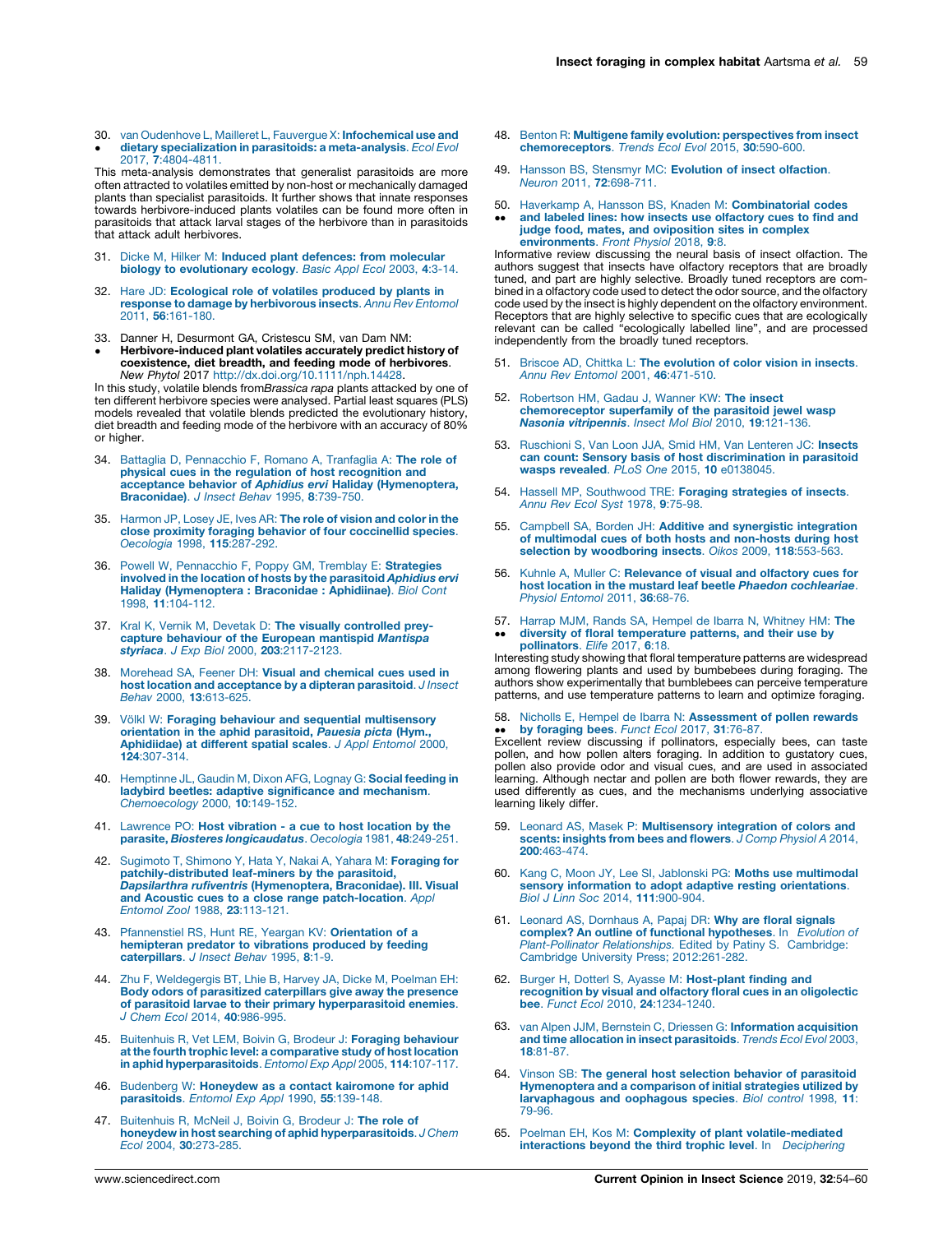30. van Oudenhove L, Mailleret L, Fauvergue X: **Infochemical use and dietary specialization in parasitoids: a meta-analysis**. *Ecol Evol* 2017, **7**:4804-4811.
• This meta-analysis demonstrates that generalist parasitoids are more often attracted to volatiles emitted by non-host or mechanically damaged plants than specialist parasitoids. It further shows that innate responses towards herbivore-induced plants volatiles can be found more often in parasitoids that attack larval stages of the herbivore than in parasitoids that attack adult herbivores.

31. Dicke M, Hilker M: **Induced plant defences: from molecular biology to evolutionary ecology**. *Basic Appl Ecol* 2003, **4**:3-14.

32. Hare JD: **Ecological role of volatiles produced by plants in response to damage by herbivorous insects**. *Annu Rev Entomol* 2011, **56**:161-180.

33. Danner H, Desurmont GA, Cristescu SM, van Dam NM: **Herbivore-induced plant volatiles accurately predict history of coexistence, diet breadth, and feeding mode of herbivores**. *New Phytol* 2017 http://dx.doi.org/10.1111/nph.14428.
• In this study, volatile blends from*Brassica rapa* plants attacked by one of ten different herbivore species were analysed. Partial least squares (PLS) models revealed that volatile blends predicted the evolutionary history, diet breadth and feeding mode of the herbivore with an accuracy of 80% or higher.

34. Battaglia D, Pennacchio F, Romano A, Tranfaglia A: **The role of physical cues in the regulation of host recognition and acceptance behavior of *Aphidius ervi* Haliday (Hymenoptera, Braconidae)**. *J Insect Behav* 1995, **8**:739-750.

35. Harmon JP, Losey JE, Ives AR: **The role of vision and color in the close proximity foraging behavior of four coccinellid species**. *Oecologia* 1998, **115**:287-292.

36. Powell W, Pennacchio F, Poppy GM, Tremblay E: **Strategies involved in the location of hosts by the parasitoid *Aphidius ervi* Haliday (Hymenoptera : Braconidae : Aphidiinae)**. *Biol Cont* 1998, **11**:104-112.

37. Kral K, Vernik M, Devetak D: **The visually controlled prey-capture behaviour of the European mantispid *Mantispa styriaca***. *J Exp Biol* 2000, **203**:2117-2123.

38. Morehead SA, Feener DH: **Visual and chemical cues used in host location and acceptance by a dipteran parasitoid**. *J Insect Behav* 2000, **13**:613-625.

39. Völkl W: **Foraging behaviour and sequential multisensory orientation in the aphid parasitoid, *Pauesia picta* (Hym., Aphidiidae) at different spatial scales**. *J Appl Entomol* 2000, **124**:307-314.

40. Hemptinne JL, Gaudin M, Dixon AFG, Lognay G: **Social feeding in ladybird beetles: adaptive significance and mechanism**. *Chemoecology* 2000, **10**:149-152.

41. Lawrence PO: **Host vibration - a cue to host location by the parasite, *Biosteres longicaudatus***. *Oecologia* 1981, **48**:249-251.

42. Sugimoto T, Shimono Y, Hata Y, Nakai A, Yahara M: **Foraging for patchily-distributed leaf-miners by the parasitoid, *Dapsilarthra rufiventris* (Hymenoptera, Braconidae). III. Visual and Acoustic cues to a close range patch-location**. *Appl Entomol Zool* 1988, **23**:113-121.

43. Pfannenstiel RS, Hunt RE, Yeargan KV: **Orientation of a hemipteran predator to vibrations produced by feeding caterpillars**. *J Insect Behav* 1995, **8**:1-9.

44. Zhu F, Weldegergis BT, Lhie B, Harvey JA, Dicke M, Poelman EH: **Body odors of parasitized caterpillars give away the presence of parasitoid larvae to their primary hyperparasitoid enemies**. *J Chem Ecol* 2014, **40**:986-995.

45. Buitenhuis R, Vet LEM, Boivin G, Brodeur J: **Foraging behaviour at the fourth trophic level: a comparative study of host location in aphid hyperparasitoids**. *Entomol Exp Appl* 2005, **114**:107-117.

46. Budenberg W: **Honeydew as a contact kairomone for aphid parasitoids**. *Entomol Exp Appl* 1990, **55**:139-148.

47. Buitenhuis R, McNeil J, Boivin G, Brodeur J: **The role of honeydew in host searching of aphid hyperparasitoids**. *J Chem Ecol* 2004, **30**:273-285.

48. Benton R: **Multigene family evolution: perspectives from insect chemoreceptors**. *Trends Ecol Evol* 2015, **30**:590-600.

49. Hansson BS, Stensmyr MC: **Evolution of insect olfaction**. *Neuron* 2011, **72**:698-711.

50. Haverkamp A, Hansson BS, Knaden M: **Combinatorial codes and labeled lines: how insects use olfactory cues to find and judge food, mates, and oviposition sites in complex environments**. *Front Physiol* 2018, **9**:8.
•• Informative review discussing the neural basis of insect olfaction. The authors suggest that insects have olfactory receptors that are broadly tuned, and part are highly selective. Broadly tuned receptors are combined in a olfactory code used to detect the odor source, and the olfactory code used by the insect is highly dependent on the olfactory environment. Receptors that are highly selective to specific cues that are ecologically relevant can be called "ecologically labelled line", and are processed independently from the broadly tuned receptors.

51. Briscoe AD, Chittka L: **The evolution of color vision in insects**. *Annu Rev Entomol* 2001, **46**:471-510.

52. Robertson HM, Gadau J, Wanner KW: **The insect chemoreceptor superfamily of the parasitoid jewel wasp *Nasonia vitripennis***. *Insect Mol Biol* 2010, **19**:121-136.

53. Ruschioni S, Van Loon JJA, Smid HM, Van Lenteren JC: **Insects can count: Sensory basis of host discrimination in parasitoid wasps revealed**. *PLoS One* 2015, **10** e0138045.

54. Hassell MP, Southwood TRE: **Foraging strategies of insects**. *Annu Rev Ecol Syst* 1978, **9**:75-98.

55. Campbell SA, Borden JH: **Additive and synergistic integration of multimodal cues of both hosts and non-hosts during host selection by woodboring insects**. *Oikos* 2009, **118**:553-563.

56. Kuhnle A, Muller C: **Relevance of visual and olfactory cues for host location in the mustard leaf beetle *Phaedon cochleariae***. *Physiol Entomol* 2011, **36**:68-76.

57. Harrap MJM, Rands SA, Hempel de Ibarra N, Whitney HM: **The diversity of floral temperature patterns, and their use by pollinators**. *Elife* 2017, **6**:18.
•• Interesting study showing that floral temperature patterns are widespread among flowering plants and used by bumbebees during foraging. The authors show experimentally that bumblebees can perceive temperature patterns, and use temperature patterns to learn and optimize foraging.

58. Nicholls E, Hempel de Ibarra N: **Assessment of pollen rewards by foraging bees**. *Funct Ecol* 2017, **31**:76-87.
•• Excellent review discussing if pollinators, especially bees, can taste pollen, and how pollen alters foraging. In addition to gustatory cues, pollen also provide odor and visual cues, and are used in associated learning. Although nectar and pollen are both flower rewards, they are used differently as cues, and the mechanisms underlying associative learning likely differ.

59. Leonard AS, Masek P: **Multisensory integration of colors and scents: insights from bees and flowers**. *J Comp Physiol A* 2014, **200**:463-474.

60. Kang C, Moon JY, Lee SI, Jablonski PG: **Moths use multimodal sensory information to adopt adaptive resting orientations**. *Biol J Linn Soc* 2014, **111**:900-904.

61. Leonard AS, Dornhaus A, Papaj DR: **Why are floral signals complex? An outline of functional hypotheses**. In *Evolution of Plant-Pollinator Relationships.* Edited by Patiny S. Cambridge: Cambridge University Press; 2012:261-282.

62. Burger H, Dotterl S, Ayasse M: **Host-plant finding and recognition by visual and olfactory floral cues in an oligolectic bee**. *Funct Ecol* 2010, **24**:1234-1240.

63. van Alpen JJM, Bernstein C, Driessen G: **Information acquisition and time allocation in insect parasitoids**. *Trends Ecol Evol* 2003, **18**:81-87.

64. Vinson SB: **The general host selection behavior of parasitoid Hymenoptera and a comparison of initial strategies utilized by larvaphagous and oophagous species**. *Biol control* 1998, **11**: 79-96.

65. Poelman EH, Kos M: **Complexity of plant volatile-mediated interactions beyond the third trophic level**. In *Deciphering*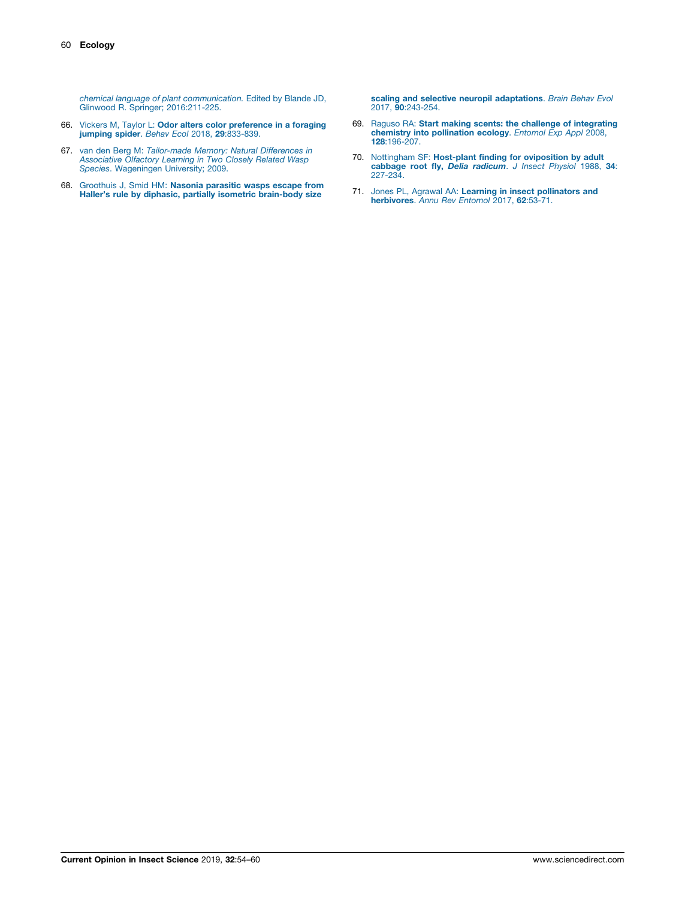*chemical language of plant communication*. Edited by Blande JD, Glinwood R. Springer; 2016:211-225.

66. Vickers M, Taylor L: **Odor alters color preference in a foraging jumping spider**. *Behav Ecol* 2018, **29**:833-839.

67. van den Berg M: *Tailor-made Memory: Natural Differences in Associative Olfactory Learning in Two Closely Related Wasp Species*. Wageningen University; 2009.

68. Groothuis J, Smid HM: **Nasonia parasitic wasps escape from Haller's rule by diphasic, partially isometric brain-body size scaling and selective neuropil adaptations**. *Brain Behav Evol* 2017, **90**:243-254.

69. Raguso RA: **Start making scents: the challenge of integrating chemistry into pollination ecology**. *Entomol Exp Appl* 2008, **128**:196-207.

70. Nottingham SF: **Host-plant finding for oviposition by adult cabbage root fly, *Delia radicum***. *J Insect Physiol* 1988, **34**: 227-234.

71. Jones PL, Agrawal AA: **Learning in insect pollinators and herbivores**. *Annu Rev Entomol* 2017, **62**:53-71.